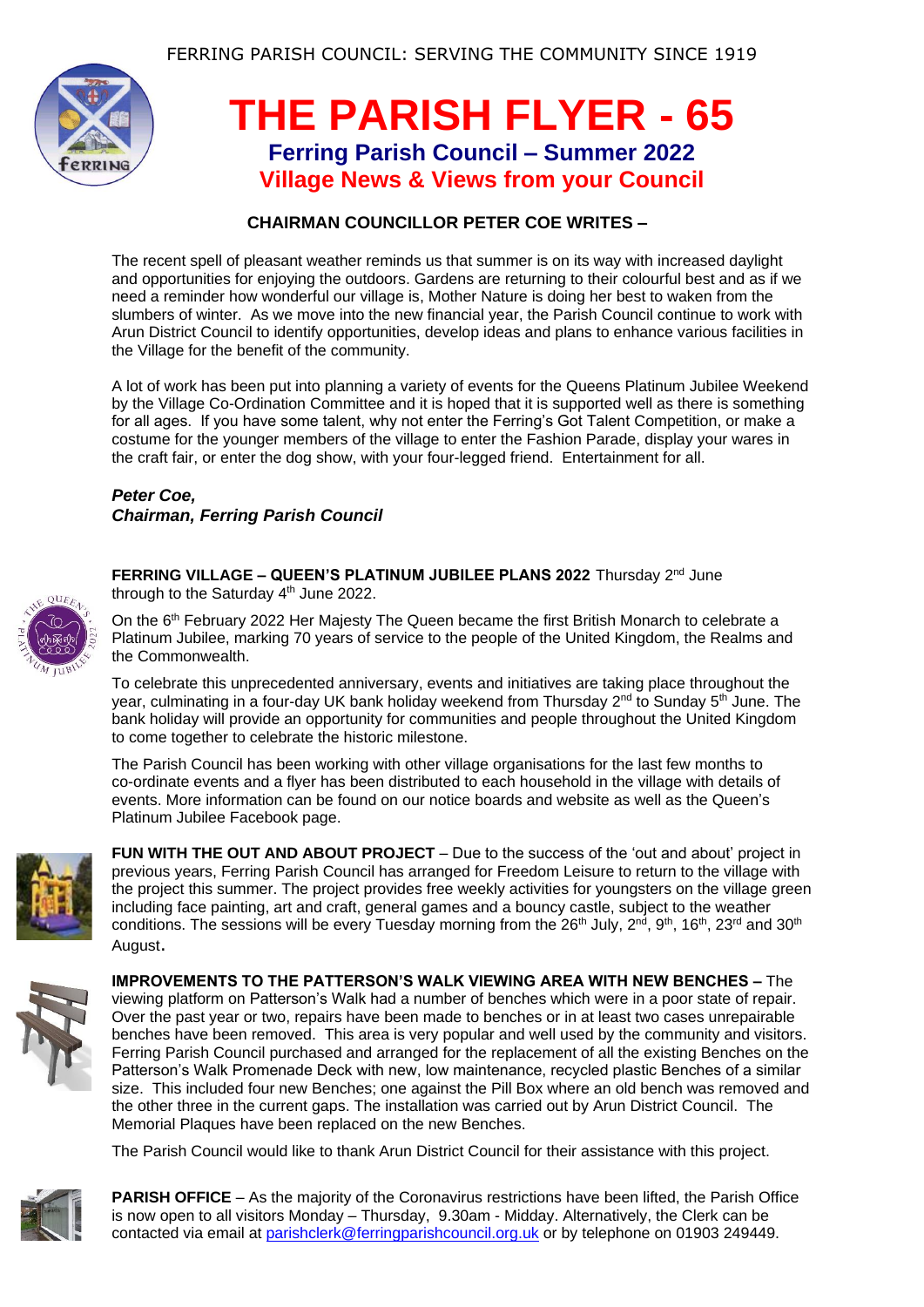FERRING PARISH COUNCIL: SERVING THE COMMUNITY SINCE 1919

# THE PARISH FLYER - 65

## Ferring Parish Council – Summer 2022

## Village News & Views from your Council

### CHAIRMAN COUNCILLOR PETER COE WRITES –

The recent spell of pleasant weather reminds us that summer is on its way with increased daylight and opportunities for enjoying the outdoors. Gardens are returning to their colourful best and as if we need a reminder how wonderful our village is, Mother Nature is doing her best to waken from the slumbers of winter. As we move into the new financial year, the Parish Council continue to work with Arun District Council to identify opportunities, develop ideas and plans to enhance various facilities in the Village for the benefit of the community.

A lot of work has been put into planning a variety of events for the Queens Platinum Jubilee Weekend by the Village Co-Ordination Committee and it is hoped that it is supported well as there is something for all ages. If you have some talent, why not enter the Ferring's Got Talent Competition, or make a costume for the younger members of the village to enter the Fashion Parade, display your wares in the craft fair, or enter the dog show, with your four-legged friend. Entertainment for all.

***Peter Coe,***
***Chairman, Ferring Parish Council***

**FERRING VILLAGE – QUEEN'S PLATINUM JUBILEE PLANS 2022** Thursday 2nd June through to the Saturday 4th June 2022.

On the 6th February 2022 Her Majesty The Queen became the first British Monarch to celebrate a Platinum Jubilee, marking 70 years of service to the people of the United Kingdom, the Realms and the Commonwealth.

To celebrate this unprecedented anniversary, events and initiatives are taking place throughout the year, culminating in a four-day UK bank holiday weekend from Thursday 2nd to Sunday 5th June. The bank holiday will provide an opportunity for communities and people throughout the United Kingdom to come together to celebrate the historic milestone.

The Parish Council has been working with other village organisations for the last few months to co-ordinate events and a flyer has been distributed to each household in the village with details of events. More information can be found on our notice boards and website as well as the Queen's Platinum Jubilee Facebook page.

**FUN WITH THE OUT AND ABOUT PROJECT** – Due to the success of the 'out and about' project in previous years, Ferring Parish Council has arranged for Freedom Leisure to return to the village with the project this summer. The project provides free weekly activities for youngsters on the village green including face painting, art and craft, general games and a bouncy castle, subject to the weather conditions. The sessions will be every Tuesday morning from the 26th July, 2nd, 9th, 16th, 23rd and 30th August.

**IMPROVEMENTS TO THE PATTERSON'S WALK VIEWING AREA WITH NEW BENCHES –** The viewing platform on Patterson's Walk had a number of benches which were in a poor state of repair. Over the past year or two, repairs have been made to benches or in at least two cases unrepairable benches have been removed. This area is very popular and well used by the community and visitors. Ferring Parish Council purchased and arranged for the replacement of all the existing Benches on the Patterson's Walk Promenade Deck with new, low maintenance, recycled plastic Benches of a similar size. This included four new Benches; one against the Pill Box where an old bench was removed and the other three in the current gaps. The installation was carried out by Arun District Council. The Memorial Plaques have been replaced on the new Benches.

The Parish Council would like to thank Arun District Council for their assistance with this project.

**PARISH OFFICE** – As the majority of the Coronavirus restrictions have been lifted, the Parish Office is now open to all visitors Monday – Thursday, 9.30am - Midday. Alternatively, the Clerk can be contacted via email at parishclerk@ferringparishcouncil.org.uk or by telephone on 01903 249449.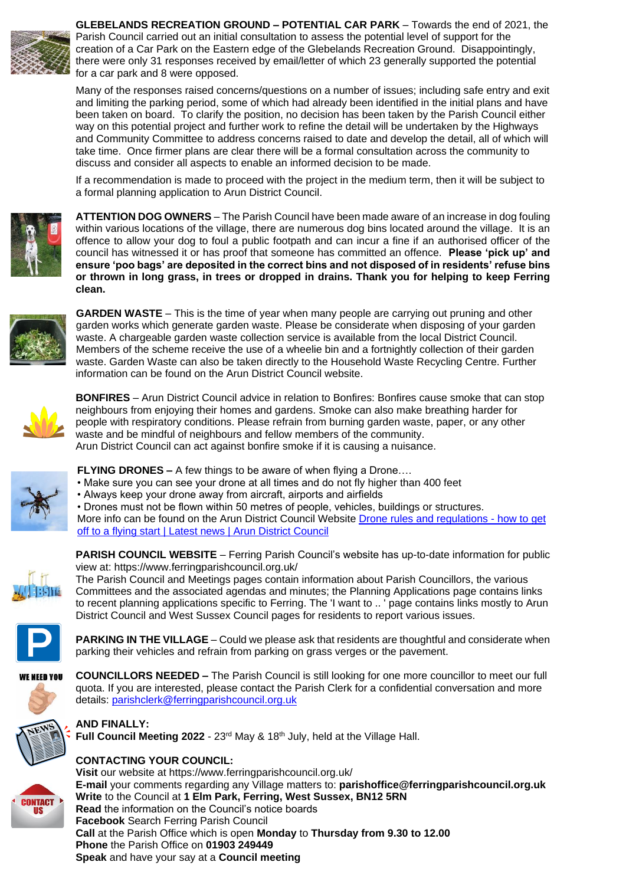**GLEBELANDS RECREATION GROUND – POTENTIAL CAR PARK** – Towards the end of 2021, the Parish Council carried out an initial consultation to assess the potential level of support for the creation of a Car Park on the Eastern edge of the Glebelands Recreation Ground. Disappointingly, there were only 31 responses received by email/letter of which 23 generally supported the potential for a car park and 8 were opposed.

Many of the responses raised concerns/questions on a number of issues; including safe entry and exit and limiting the parking period, some of which had already been identified in the initial plans and have been taken on board. To clarify the position, no decision has been taken by the Parish Council either way on this potential project and further work to refine the detail will be undertaken by the Highways and Community Committee to address concerns raised to date and develop the detail, all of which will take time. Once firmer plans are clear there will be a formal consultation across the community to discuss and consider all aspects to enable an informed decision to be made.

If a recommendation is made to proceed with the project in the medium term, then it will be subject to a formal planning application to Arun District Council.

**ATTENTION DOG OWNERS** – The Parish Council have been made aware of an increase in dog fouling within various locations of the village, there are numerous dog bins located around the village. It is an offence to allow your dog to foul a public footpath and can incur a fine if an authorised officer of the council has witnessed it or has proof that someone has committed an offence. **Please 'pick up' and ensure 'poo bags' are deposited in the correct bins and not disposed of in residents' refuse bins or thrown in long grass, in trees or dropped in drains. Thank you for helping to keep Ferring clean.**

**GARDEN WASTE** – This is the time of year when many people are carrying out pruning and other garden works which generate garden waste. Please be considerate when disposing of your garden waste. A chargeable garden waste collection service is available from the local District Council. Members of the scheme receive the use of a wheelie bin and a fortnightly collection of their garden waste. Garden Waste can also be taken directly to the Household Waste Recycling Centre. Further information can be found on the Arun District Council website.

**BONFIRES** – Arun District Council advice in relation to Bonfires: Bonfires cause smoke that can stop neighbours from enjoying their homes and gardens. Smoke can also make breathing harder for people with respiratory conditions. Please refrain from burning garden waste, paper, or any other waste and be mindful of neighbours and fellow members of the community.
Arun District Council can act against bonfire smoke if it is causing a nuisance.

**FLYING DRONES –** A few things to be aware of when flying a Drone….

- Make sure you can see your drone at all times and do not fly higher than 400 feet
- Always keep your drone away from aircraft, airports and airfields
- Drones must not be flown within 50 metres of people, vehicles, buildings or structures.

More info can be found on the Arun District Council Website Drone rules and regulations - how to get off to a flying start | Latest news | Arun District Council

**PARISH COUNCIL WEBSITE** – Ferring Parish Council's website has up-to-date information for public view at: https://www.ferringparishcouncil.org.uk/
The Parish Council and Meetings pages contain information about Parish Councillors, the various Committees and the associated agendas and minutes; the Planning Applications page contains links to recent planning applications specific to Ferring. The 'I want to .. ' page contains links mostly to Arun District Council and West Sussex Council pages for residents to report various issues.

**PARKING IN THE VILLAGE** – Could we please ask that residents are thoughtful and considerate when parking their vehicles and refrain from parking on grass verges or the pavement.

**COUNCILLORS NEEDED –** The Parish Council is still looking for one more councillor to meet our full quota. If you are interested, please contact the Parish Clerk for a confidential conversation and more details: parishclerk@ferringparishcouncil.org.uk

**AND FINALLY:**
**Full Council Meeting 2022** - 23rd May & 18th July, held at the Village Hall.

**CONTACTING YOUR COUNCIL:**
**Visit** our website at https://www.ferringparishcouncil.org.uk/
**E-mail** your comments regarding any Village matters to: **parishoffice@ferringparishcouncil.org.uk**
**Write** to the Council at **1 Elm Park, Ferring, West Sussex, BN12 5RN**
**Read** the information on the Council's notice boards
**Facebook** Search Ferring Parish Council
**Call** at the Parish Office which is open **Monday** to **Thursday from 9.30 to 12.00**
**Phone** the Parish Office on **01903 249449**
**Speak** and have your say at a **Council meeting**